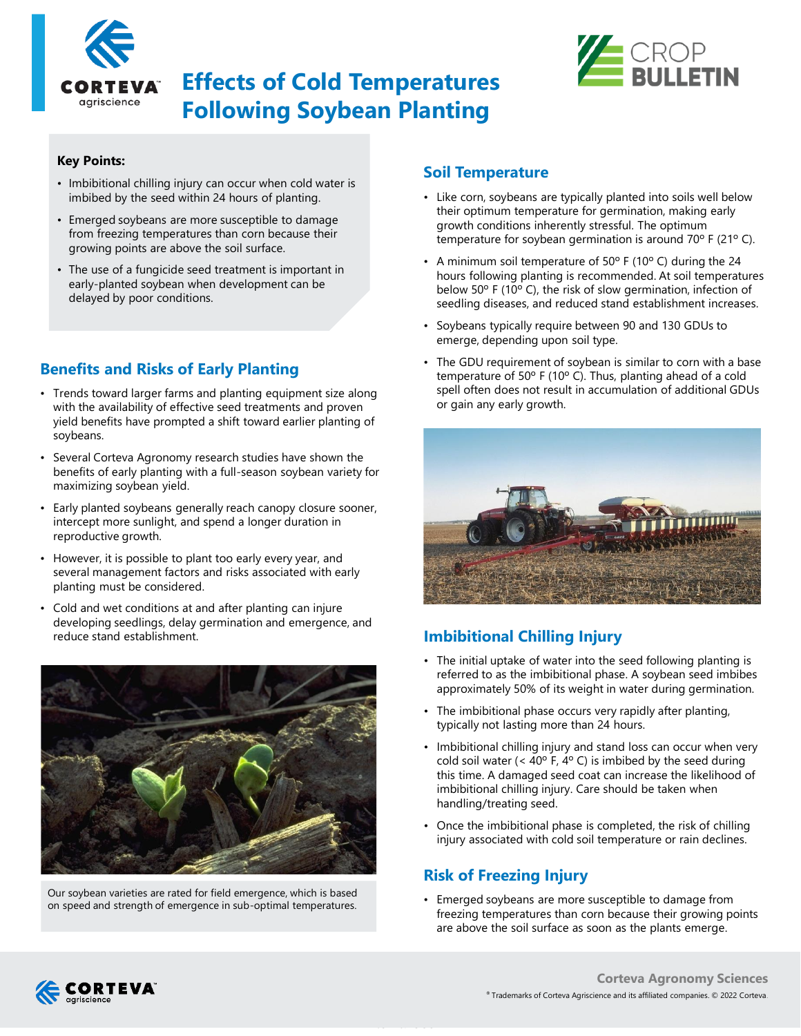# Effects of Cold Temperatures Following Soybean Planting

**Key Points:**

- Imbibitional chilling injury can occur when cold water is imbibed by the seed within 24 hours of planting.
- Emerged soybeans are more susceptible to damage from freezing temperatures than corn because their growing points are above the soil surface.
- The use of a fungicide seed treatment is important in early-planted soybean when development can be delayed by poor conditions.

## Benefits and Risks of Early Planting

- Trends toward larger farms and planting equipment size along with the availability of effective seed treatments and proven yield benefits have prompted a shift toward earlier planting of soybeans.
- Several Corteva Agronomy research studies have shown the benefits of early planting with a full-season soybean variety for maximizing soybean yield.
- Early planted soybeans generally reach canopy closure sooner, intercept more sunlight, and spend a longer duration in reproductive growth.
- However, it is possible to plant too early every year, and several management factors and risks associated with early planting must be considered.
- Cold and wet conditions at and after planting can injure developing seedlings, delay germination and emergence, and reduce stand establishment.

Our soybean varieties are rated for field emergence, which is based on speed and strength of emergence in sub-optimal temperatures.

## Soil Temperature

- Like corn, soybeans are typically planted into soils well below their optimum temperature for germination, making early growth conditions inherently stressful. The optimum temperature for soybean germination is around 70° F (21° C).
- A minimum soil temperature of 50° F (10° C) during the 24 hours following planting is recommended. At soil temperatures below 50° F (10° C), the risk of slow germination, infection of seedling diseases, and reduced stand establishment increases.
- Soybeans typically require between 90 and 130 GDUs to emerge, depending upon soil type.
- The GDU requirement of soybean is similar to corn with a base temperature of 50° F (10° C). Thus, planting ahead of a cold spell often does not result in accumulation of additional GDUs or gain any early growth.

## Imbibitional Chilling Injury

- The initial uptake of water into the seed following planting is referred to as the imbibitional phase. A soybean seed imbibes approximately 50% of its weight in water during germination.
- The imbibitional phase occurs very rapidly after planting, typically not lasting more than 24 hours.
- Imbibitional chilling injury and stand loss can occur when very cold soil water (< 40° F, 4° C) is imbibed by the seed during this time. A damaged seed coat can increase the likelihood of imbibitional chilling injury. Care should be taken when handling/treating seed.
- Once the imbibitional phase is completed, the risk of chilling injury associated with cold soil temperature or rain declines.

## Risk of Freezing Injury

- Emerged soybeans are more susceptible to damage from freezing temperatures than corn because their growing points are above the soil surface as soon as the plants emerge.

Corteva Agronomy Sciences

® Trademarks of Corteva Agriscience and its affiliated companies. © 2022 Corteva.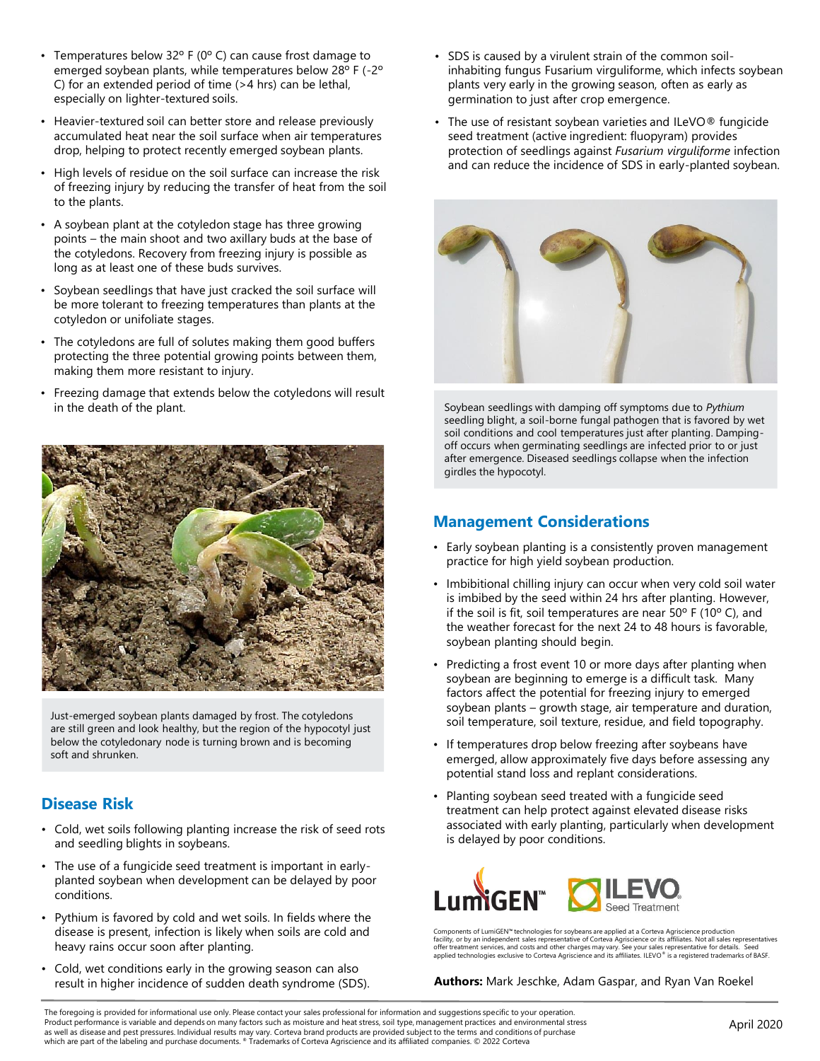- Temperatures below 32º F (0º C) can cause frost damage to emerged soybean plants, while temperatures below 28º F (-2º C) for an extended period of time (>4 hrs) can be lethal, especially on lighter-textured soils.
- Heavier-textured soil can better store and release previously accumulated heat near the soil surface when air temperatures drop, helping to protect recently emerged soybean plants.
- High levels of residue on the soil surface can increase the risk of freezing injury by reducing the transfer of heat from the soil to the plants.
- A soybean plant at the cotyledon stage has three growing points – the main shoot and two axillary buds at the base of the cotyledons. Recovery from freezing injury is possible as long as at least one of these buds survives.
- Soybean seedlings that have just cracked the soil surface will be more tolerant to freezing temperatures than plants at the cotyledon or unifoliate stages.
- The cotyledons are full of solutes making them good buffers protecting the three potential growing points between them, making them more resistant to injury.
- Freezing damage that extends below the cotyledons will result in the death of the plant.

Just-emerged soybean plants damaged by frost. The cotyledons are still green and look healthy, but the region of the hypocotyl just below the cotyledonary node is turning brown and is becoming soft and shrunken.

## Disease Risk

- Cold, wet soils following planting increase the risk of seed rots and seedling blights in soybeans.
- The use of a fungicide seed treatment is important in early-planted soybean when development can be delayed by poor conditions.
- Pythium is favored by cold and wet soils. In fields where the disease is present, infection is likely when soils are cold and heavy rains occur soon after planting.
- Cold, wet conditions early in the growing season can also result in higher incidence of sudden death syndrome (SDS).
- SDS is caused by a virulent strain of the common soil-inhabiting fungus Fusarium virguliforme, which infects soybean plants very early in the growing season, often as early as germination to just after crop emergence.
- The use of resistant soybean varieties and ILeVO® fungicide seed treatment (active ingredient: fluopyram) provides protection of seedlings against *Fusarium virguliforme* infection and can reduce the incidence of SDS in early-planted soybean.

Soybean seedlings with damping off symptoms due to *Pythium* seedling blight, a soil-borne fungal pathogen that is favored by wet soil conditions and cool temperatures just after planting. Damping-off occurs when germinating seedlings are infected prior to or just after emergence. Diseased seedlings collapse when the infection girdles the hypocotyl.

## Management Considerations

- Early soybean planting is a consistently proven management practice for high yield soybean production.
- Imbibitional chilling injury can occur when very cold soil water is imbibed by the seed within 24 hrs after planting. However, if the soil is fit, soil temperatures are near 50º F (10º C), and the weather forecast for the next 24 to 48 hours is favorable, soybean planting should begin.
- Predicting a frost event 10 or more days after planting when soybean are beginning to emerge is a difficult task. Many factors affect the potential for freezing injury to emerged soybean plants – growth stage, air temperature and duration, soil temperature, soil texture, residue, and field topography.
- If temperatures drop below freezing after soybeans have emerged, allow approximately five days before assessing any potential stand loss and replant considerations.
- Planting soybean seed treated with a fungicide seed treatment can help protect against elevated disease risks associated with early planting, particularly when development is delayed by poor conditions.

LumiGEN™ ILEVO Seed Treatment

Components of LumiGEN™ technologies for soybeans are applied at a Corteva Agriscience production facility, or by an independent sales representative of Corteva Agriscience or its affiliates. Not all sales representatives offer treatment services, and costs and other charges may vary. See your sales representative for details. Seed applied technologies exclusive to Corteva Agriscience and its affiliates. ILEVO® is a registered trademarks of BASF.

**Authors:** Mark Jeschke, Adam Gaspar, and Ryan Van Roekel

The foregoing is provided for informational use only. Please contact your sales professional for information and suggestions specific to your operation. Product performance is variable and depends on many factors such as moisture and heat stress, soil type, management practices and environmental stress as well as disease and pest pressures. Individual results may vary. Corteva brand products are provided subject to the terms and conditions of purchase which are part of the labeling and purchase documents. ® Trademarks of Corteva Agriscience and its affiliated companies. © 2022 Corteva

April 2020